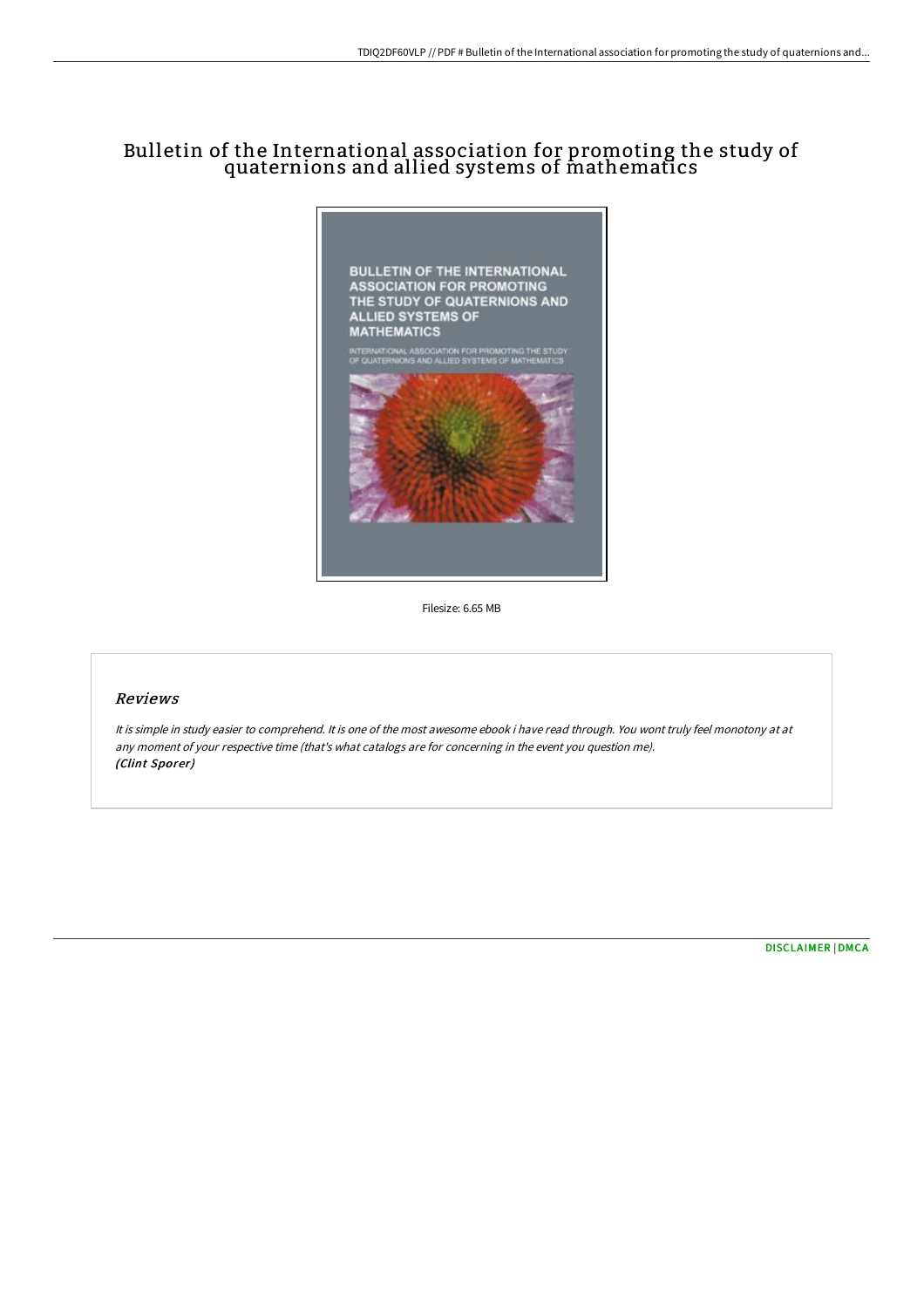# Bulletin of the International association for promoting the study of quaternions and allied systems of mathematics

Filesize: 6.65 MB

## Reviews

*It is simple in study easier to comprehend. It is one of the most awesome ebook i have read through. You wont truly feel monotony at at any moment of your respective time (that's what catalogs are for concerning in the event you question me).*
*(Clint Sporer)*

DISCLAIMER | DMCA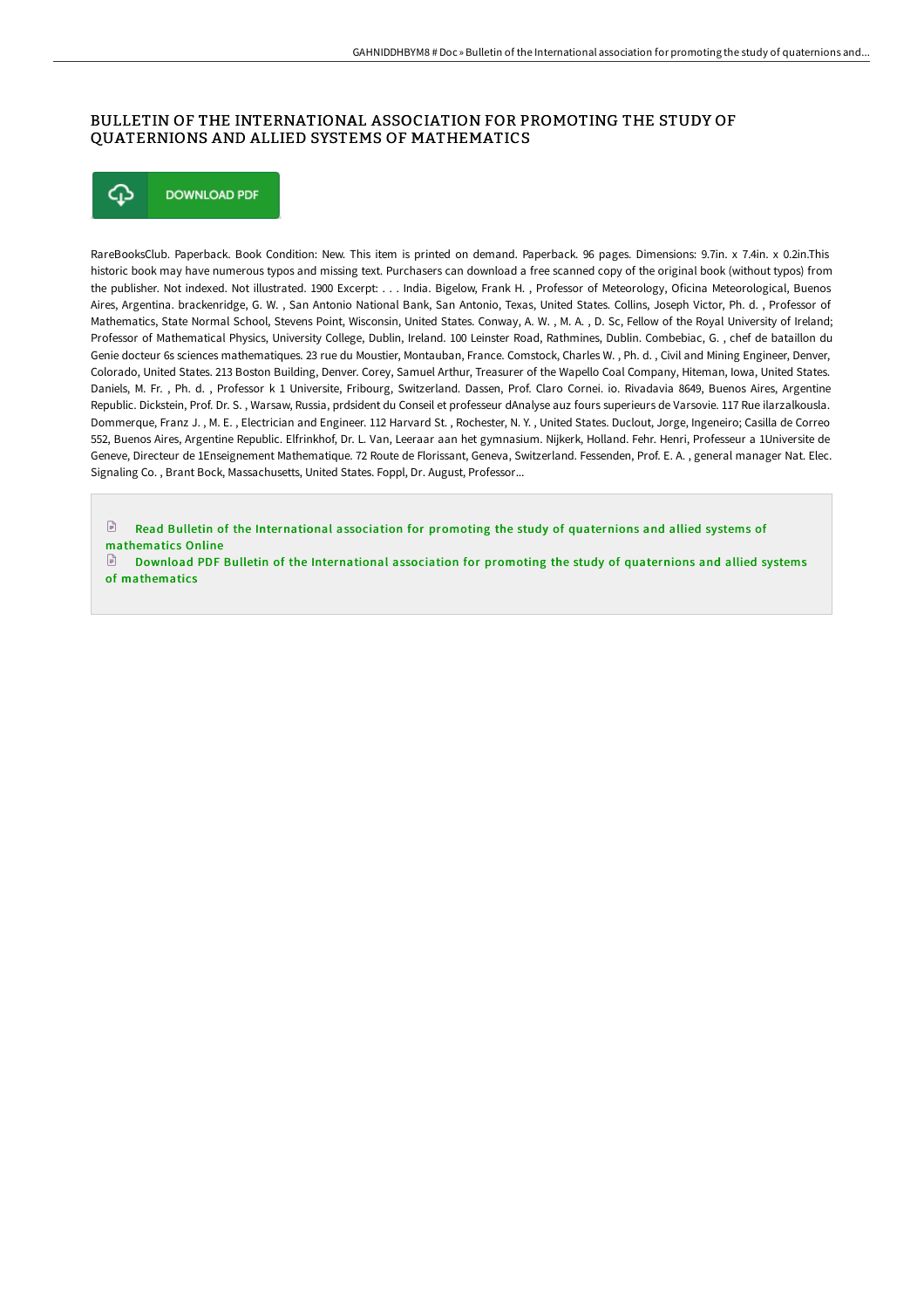# BULLETIN OF THE INTERNATIONAL ASSOCIATION FOR PROMOTING THE STUDY OF QUATERNIONS AND ALLIED SYSTEMS OF MATHEMATICS

DOWNLOAD PDF

RareBooksClub. Paperback. Book Condition: New. This item is printed on demand. Paperback. 96 pages. Dimensions: 9.7in. x 7.4in. x 0.2in.This historic book may have numerous typos and missing text. Purchasers can download a free scanned copy of the original book (without typos) from the publisher. Not indexed. Not illustrated. 1900 Excerpt: . . . India. Bigelow, Frank H. , Professor of Meteorology, Oficina Meteorological, Buenos Aires, Argentina. brackenridge, G. W. , San Antonio National Bank, San Antonio, Texas, United States. Collins, Joseph Victor, Ph. d. , Professor of Mathematics, State Normal School, Stevens Point, Wisconsin, United States. Conway, A. W. , M. A. , D. Sc, Fellow of the Royal University of Ireland; Professor of Mathematical Physics, University College, Dublin, Ireland. 100 Leinster Road, Rathmines, Dublin. Combebiac, G. , chef de bataillon du Genie docteur 6s sciences mathematiques. 23 rue du Moustier, Montauban, France. Comstock, Charles W. , Ph. d. , Civil and Mining Engineer, Denver, Colorado, United States. 213 Boston Building, Denver. Corey, Samuel Arthur, Treasurer of the Wapello Coal Company, Hiteman, Iowa, United States. Daniels, M. Fr. , Ph. d. , Professor k 1 Universite, Fribourg, Switzerland. Dassen, Prof. Claro Cornei. io. Rivadavia 8649, Buenos Aires, Argentine Republic. Dickstein, Prof. Dr. S. , Warsaw, Russia, prdsident du Conseil et professeur dAnalyse auz fours superieurs de Varsovie. 117 Rue ilarzalkousla. Dommerque, Franz J. , M. E. , Electrician and Engineer. 112 Harvard St. , Rochester, N. Y. , United States. Duclout, Jorge, Ingeneiro; Casilla de Correo 552, Buenos Aires, Argentine Republic. Elfrinkhof, Dr. L. Van, Leeraar aan het gymnasium. Nijkerk, Holland. Fehr. Henri, Professeur a 1Universite de Geneve, Directeur de 1Enseignement Mathematique. 72 Route de Florissant, Geneva, Switzerland. Fessenden, Prof. E. A. , general manager Nat. Elec. Signaling Co. , Brant Bock, Massachusetts, United States. Foppl, Dr. August, Professor...

Read Bulletin of the International association for promoting the study of quaternions and allied systems of mathematics Online

Download PDF Bulletin of the International association for promoting the study of quaternions and allied systems of mathematics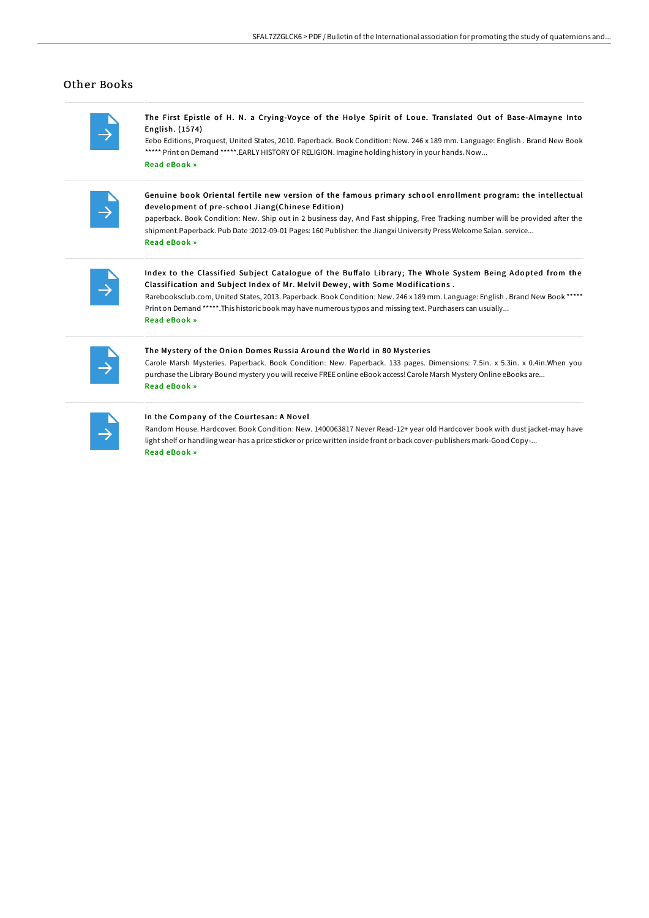## Other Books

**The First Epistle of H. N. a Crying-Voyce of the Holye Spirit of Loue. Translated Out of Base-Almayne Into English. (1574)**

Eebo Editions, Proquest, United States, 2010. Paperback. Book Condition: New. 246 x 189 mm. Language: English . Brand New Book ***** Print on Demand *****.EARLY HISTORY OF RELIGION. Imagine holding history in your hands. Now...

Read eBook »

**Genuine book Oriental fertile new version of the famous primary school enrollment program: the intellectual development of pre-school Jiang(Chinese Edition)**

paperback. Book Condition: New. Ship out in 2 business day, And Fast shipping, Free Tracking number will be provided after the shipment.Paperback. Pub Date :2012-09-01 Pages: 160 Publisher: the Jiangxi University Press Welcome Salan. service...

Read eBook »

**Index to the Classified Subject Catalogue of the Buffalo Library; The Whole System Being Adopted from the Classification and Subject Index of Mr. Melvil Dewey, with Some Modifications .**

Rarebooksclub.com, United States, 2013. Paperback. Book Condition: New. 246 x 189 mm. Language: English . Brand New Book ***** Print on Demand *****.This historic book may have numerous typos and missing text. Purchasers can usually...

Read eBook »

**The Mystery of the Onion Domes Russia Around the World in 80 Mysteries**

Carole Marsh Mysteries. Paperback. Book Condition: New. Paperback. 133 pages. Dimensions: 7.5in. x 5.3in. x 0.4in.When you purchase the Library Bound mystery you will receive FREE online eBook access! Carole Marsh Mystery Online eBooks are...

Read eBook »

**In the Company of the Courtesan: A Novel**

Random House. Hardcover. Book Condition: New. 1400063817 Never Read-12+ year old Hardcover book with dust jacket-may have light shelf or handling wear-has a price sticker or price written inside front or back cover-publishers mark-Good Copy-...

Read eBook »